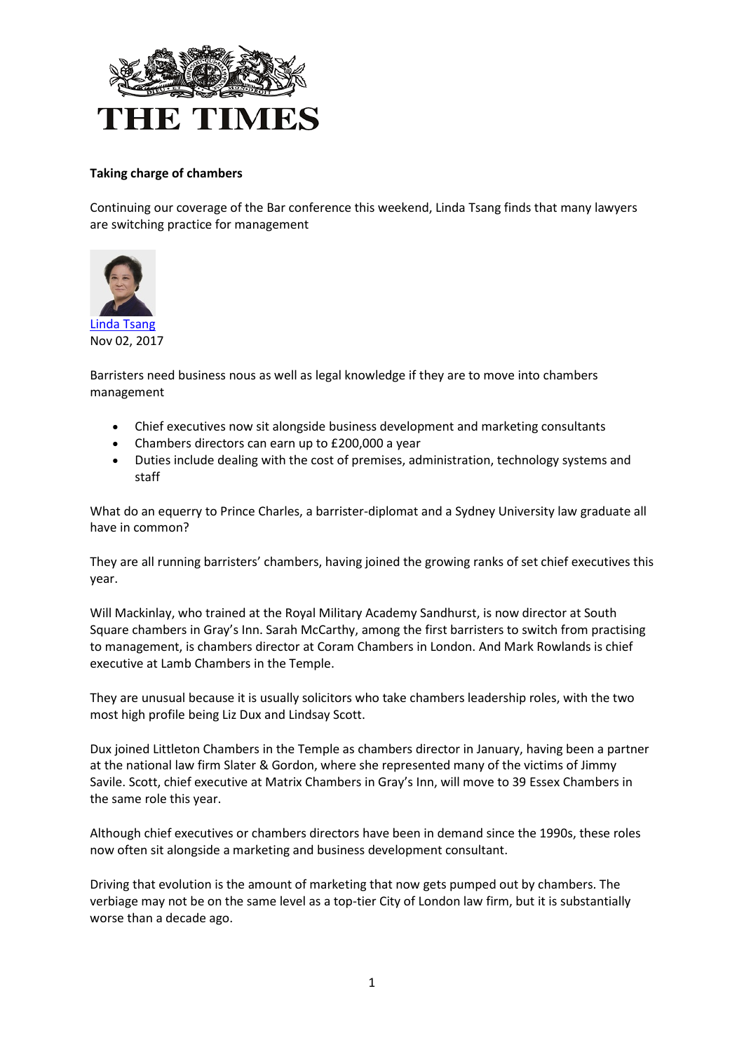# THE TIMES

**Taking charge of chambers**

Continuing our coverage of the Bar conference this weekend, Linda Tsang finds that many lawyers are switching practice for management

[Linda Tsang](#)
Nov 02, 2017

Barristers need business nous as well as legal knowledge if they are to move into chambers management

- Chief executives now sit alongside business development and marketing consultants
- Chambers directors can earn up to £200,000 a year
- Duties include dealing with the cost of premises, administration, technology systems and staff

What do an equerry to Prince Charles, a barrister-diplomat and a Sydney University law graduate all have in common?

They are all running barristers' chambers, having joined the growing ranks of set chief executives this year.

Will Mackinlay, who trained at the Royal Military Academy Sandhurst, is now director at South Square chambers in Gray's Inn. Sarah McCarthy, among the first barristers to switch from practising to management, is chambers director at Coram Chambers in London. And Mark Rowlands is chief executive at Lamb Chambers in the Temple.

They are unusual because it is usually solicitors who take chambers leadership roles, with the two most high profile being Liz Dux and Lindsay Scott.

Dux joined Littleton Chambers in the Temple as chambers director in January, having been a partner at the national law firm Slater & Gordon, where she represented many of the victims of Jimmy Savile. Scott, chief executive at Matrix Chambers in Gray's Inn, will move to 39 Essex Chambers in the same role this year.

Although chief executives or chambers directors have been in demand since the 1990s, these roles now often sit alongside a marketing and business development consultant.

Driving that evolution is the amount of marketing that now gets pumped out by chambers. The verbiage may not be on the same level as a top-tier City of London law firm, but it is substantially worse than a decade ago.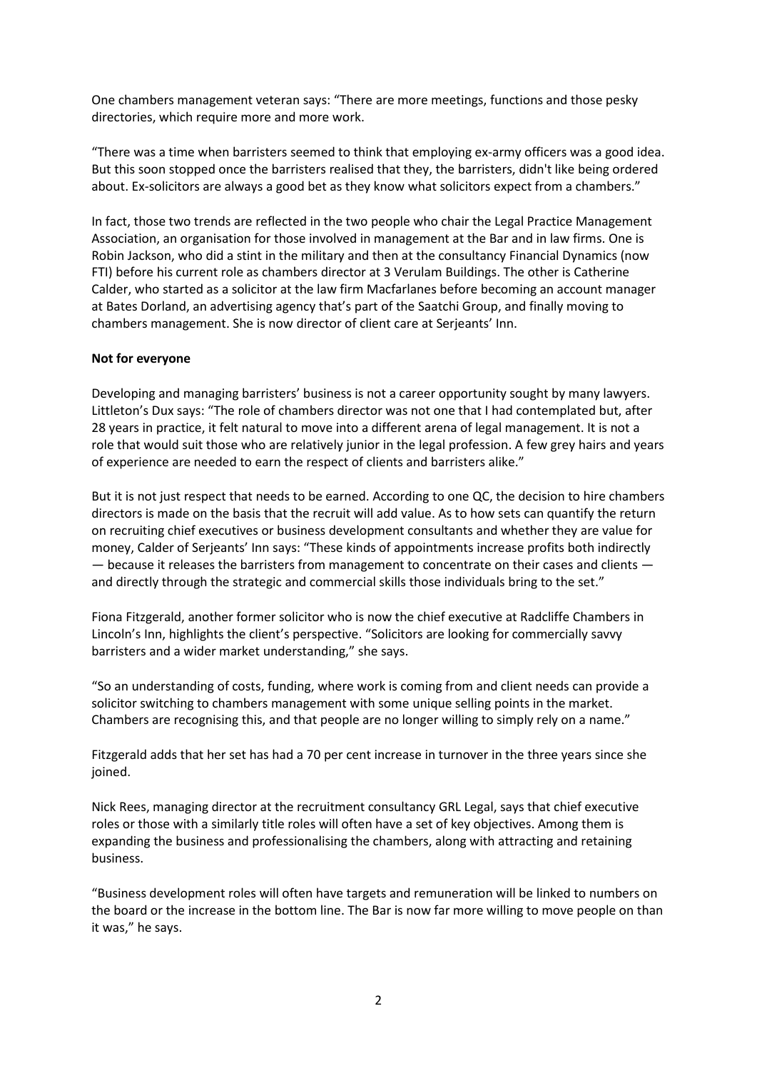One chambers management veteran says: “There are more meetings, functions and those pesky directories, which require more and more work.

“There was a time when barristers seemed to think that employing ex-army officers was a good idea. But this soon stopped once the barristers realised that they, the barristers, didn't like being ordered about. Ex-solicitors are always a good bet as they know what solicitors expect from a chambers.”

In fact, those two trends are reflected in the two people who chair the Legal Practice Management Association, an organisation for those involved in management at the Bar and in law firms. One is Robin Jackson, who did a stint in the military and then at the consultancy Financial Dynamics (now FTI) before his current role as chambers director at 3 Verulam Buildings. The other is Catherine Calder, who started as a solicitor at the law firm Macfarlanes before becoming an account manager at Bates Dorland, an advertising agency that’s part of the Saatchi Group, and finally moving to chambers management. She is now director of client care at Serjeants’ Inn.

**Not for everyone**

Developing and managing barristers’ business is not a career opportunity sought by many lawyers. Littleton’s Dux says: “The role of chambers director was not one that I had contemplated but, after 28 years in practice, it felt natural to move into a different arena of legal management. It is not a role that would suit those who are relatively junior in the legal profession. A few grey hairs and years of experience are needed to earn the respect of clients and barristers alike.”

But it is not just respect that needs to be earned. According to one QC, the decision to hire chambers directors is made on the basis that the recruit will add value. As to how sets can quantify the return on recruiting chief executives or business development consultants and whether they are value for money, Calder of Serjeants’ Inn says: “These kinds of appointments increase profits both indirectly — because it releases the barristers from management to concentrate on their cases and clients — and directly through the strategic and commercial skills those individuals bring to the set.”

Fiona Fitzgerald, another former solicitor who is now the chief executive at Radcliffe Chambers in Lincoln’s Inn, highlights the client’s perspective. “Solicitors are looking for commercially savvy barristers and a wider market understanding,” she says.

“So an understanding of costs, funding, where work is coming from and client needs can provide a solicitor switching to chambers management with some unique selling points in the market. Chambers are recognising this, and that people are no longer willing to simply rely on a name.”

Fitzgerald adds that her set has had a 70 per cent increase in turnover in the three years since she joined.

Nick Rees, managing director at the recruitment consultancy GRL Legal, says that chief executive roles or those with a similarly title roles will often have a set of key objectives. Among them is expanding the business and professionalising the chambers, along with attracting and retaining business.

“Business development roles will often have targets and remuneration will be linked to numbers on the board or the increase in the bottom line. The Bar is now far more willing to move people on than it was,” he says.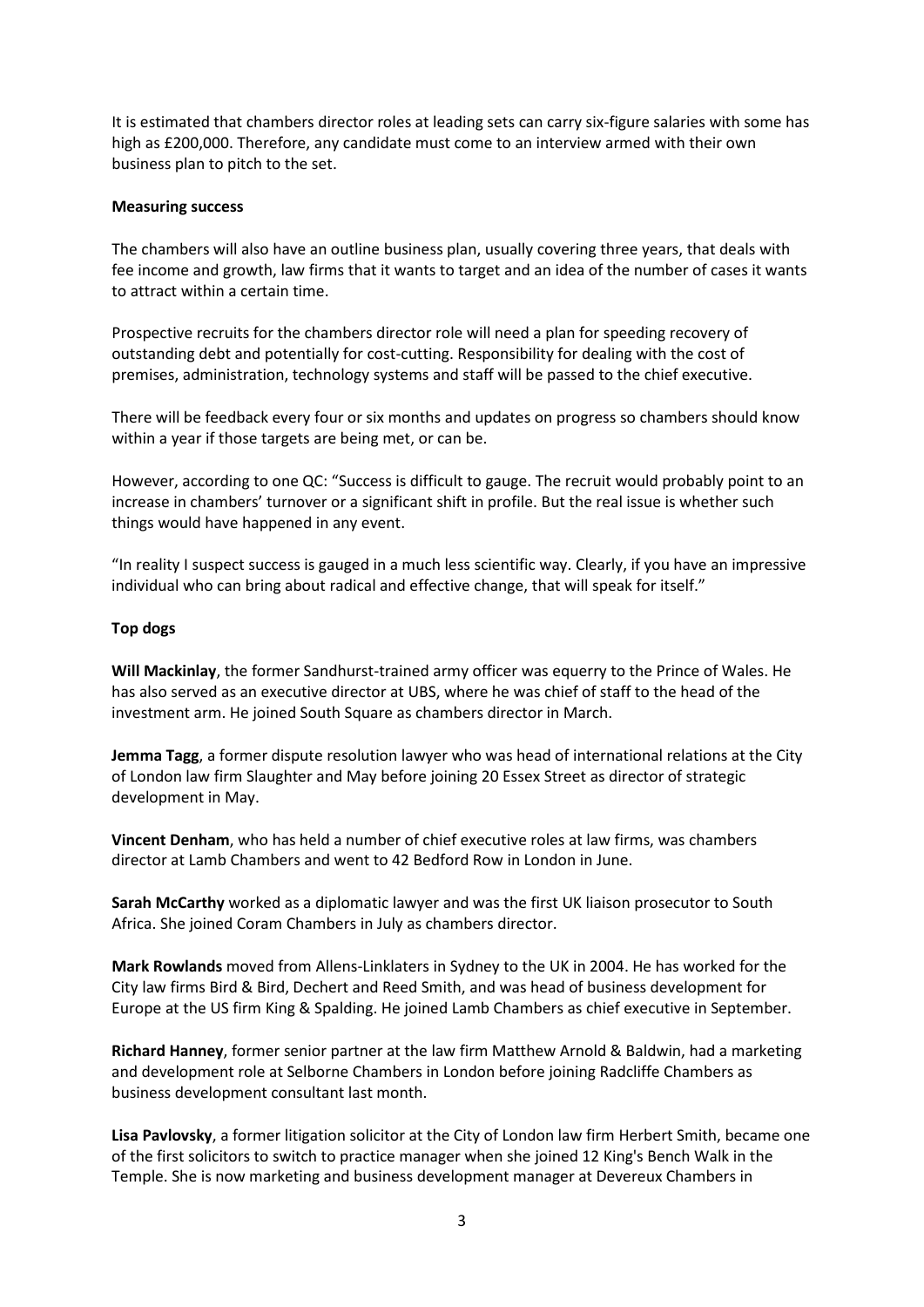It is estimated that chambers director roles at leading sets can carry six-figure salaries with some has high as £200,000. Therefore, any candidate must come to an interview armed with their own business plan to pitch to the set.

**Measuring success**

The chambers will also have an outline business plan, usually covering three years, that deals with fee income and growth, law firms that it wants to target and an idea of the number of cases it wants to attract within a certain time.

Prospective recruits for the chambers director role will need a plan for speeding recovery of outstanding debt and potentially for cost-cutting. Responsibility for dealing with the cost of premises, administration, technology systems and staff will be passed to the chief executive.

There will be feedback every four or six months and updates on progress so chambers should know within a year if those targets are being met, or can be.

However, according to one QC: "Success is difficult to gauge. The recruit would probably point to an increase in chambers' turnover or a significant shift in profile. But the real issue is whether such things would have happened in any event.

"In reality I suspect success is gauged in a much less scientific way. Clearly, if you have an impressive individual who can bring about radical and effective change, that will speak for itself."

**Top dogs**

**Will Mackinlay**, the former Sandhurst-trained army officer was equerry to the Prince of Wales. He has also served as an executive director at UBS, where he was chief of staff to the head of the investment arm. He joined South Square as chambers director in March.

**Jemma Tagg**, a former dispute resolution lawyer who was head of international relations at the City of London law firm Slaughter and May before joining 20 Essex Street as director of strategic development in May.

**Vincent Denham**, who has held a number of chief executive roles at law firms, was chambers director at Lamb Chambers and went to 42 Bedford Row in London in June.

**Sarah McCarthy** worked as a diplomatic lawyer and was the first UK liaison prosecutor to South Africa. She joined Coram Chambers in July as chambers director.

**Mark Rowlands** moved from Allens-Linklaters in Sydney to the UK in 2004. He has worked for the City law firms Bird & Bird, Dechert and Reed Smith, and was head of business development for Europe at the US firm King & Spalding. He joined Lamb Chambers as chief executive in September.

**Richard Hanney**, former senior partner at the law firm Matthew Arnold & Baldwin, had a marketing and development role at Selborne Chambers in London before joining Radcliffe Chambers as business development consultant last month.

**Lisa Pavlovsky**, a former litigation solicitor at the City of London law firm Herbert Smith, became one of the first solicitors to switch to practice manager when she joined 12 King's Bench Walk in the Temple. She is now marketing and business development manager at Devereux Chambers in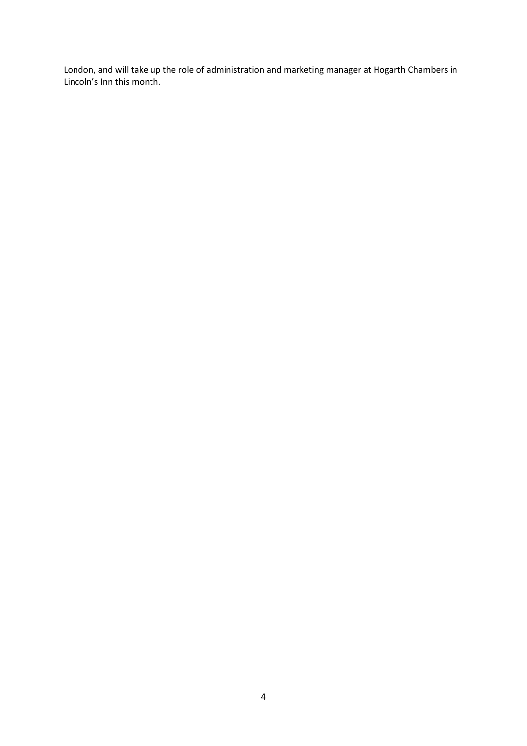London, and will take up the role of administration and marketing manager at Hogarth Chambers in Lincoln's Inn this month.